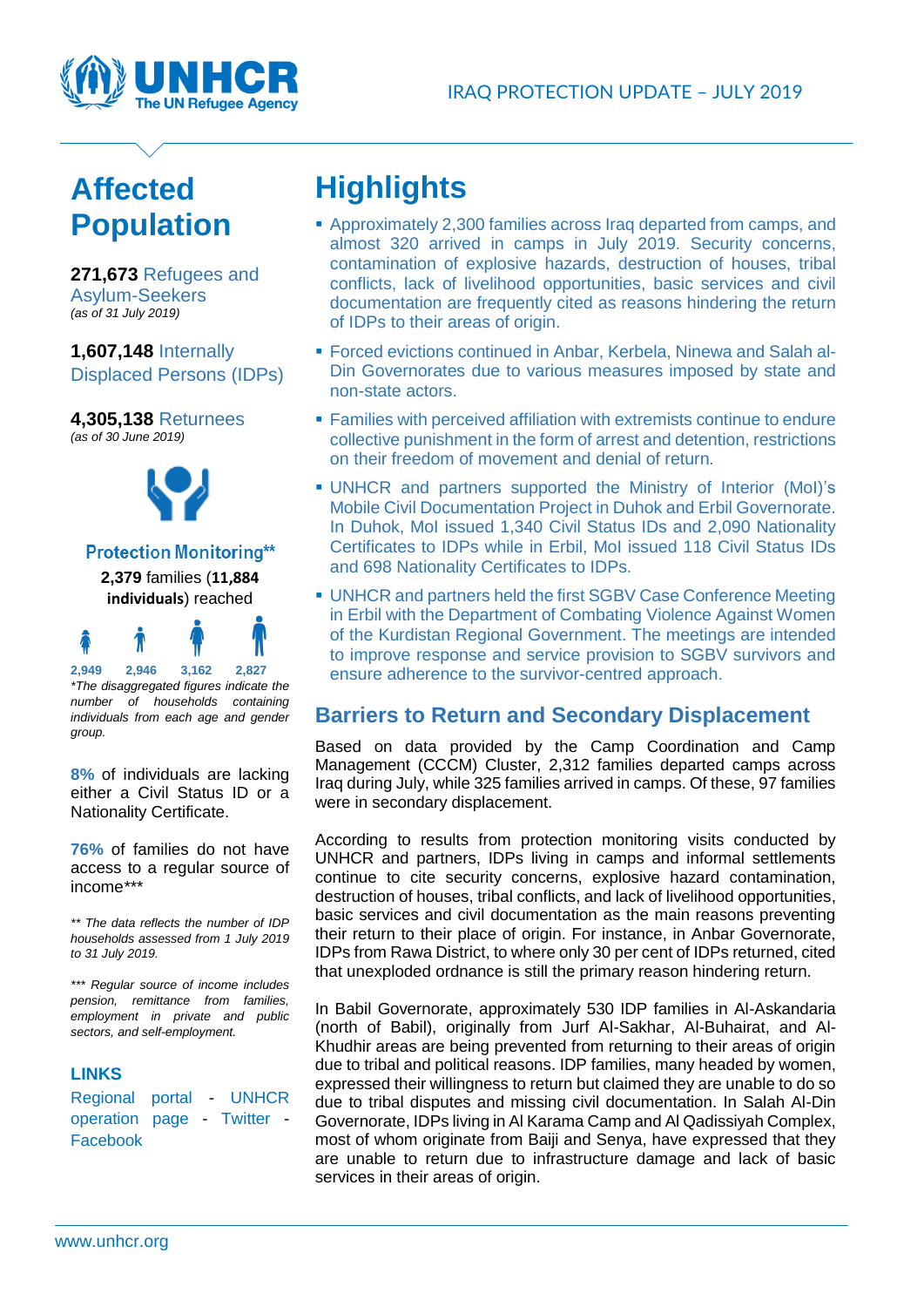IRAQ PROTECTION UPDATE – JULY 2019

# Affected Population

**271,673** Refugees and Asylum-Seekers
*(as of 31 July 2019)*

**1,607,148** Internally Displaced Persons (IDPs)

**4,305,138** Returnees
*(as of 30 June 2019)*

**Protection Monitoring****

**2,379** families (**11,884 individuals**) reached

2,949 | 2,946 | 3,162 | 2,827

*\*The disaggregated figures indicate the number of households containing individuals from each age and gender group.*

**8%** of individuals are lacking either a Civil Status ID or a Nationality Certificate.

**76%** of families do not have access to a regular source of income***

*** The data reflects the number of IDP households assessed from 1 July 2019 to 31 July 2019.*

**** Regular source of income includes pension, remittance from families, employment in private and public sectors, and self-employment.*

**LINKS**

Regional portal - UNHCR operation page - Twitter - Facebook

# Highlights

- Approximately 2,300 families across Iraq departed from camps, and almost 320 arrived in camps in July 2019. Security concerns, contamination of explosive hazards, destruction of houses, tribal conflicts, lack of livelihood opportunities, basic services and civil documentation are frequently cited as reasons hindering the return of IDPs to their areas of origin.
- Forced evictions continued in Anbar, Kerbela, Ninewa and Salah al-Din Governorates due to various measures imposed by state and non-state actors.
- Families with perceived affiliation with extremists continue to endure collective punishment in the form of arrest and detention, restrictions on their freedom of movement and denial of return.
- UNHCR and partners supported the Ministry of Interior (MoI)'s Mobile Civil Documentation Project in Duhok and Erbil Governorate. In Duhok, MoI issued 1,340 Civil Status IDs and 2,090 Nationality Certificates to IDPs while in Erbil, MoI issued 118 Civil Status IDs and 698 Nationality Certificates to IDPs.
- UNHCR and partners held the first SGBV Case Conference Meeting in Erbil with the Department of Combating Violence Against Women of the Kurdistan Regional Government. The meetings are intended to improve response and service provision to SGBV survivors and ensure adherence to the survivor-centred approach.

## Barriers to Return and Secondary Displacement

Based on data provided by the Camp Coordination and Camp Management (CCCM) Cluster, 2,312 families departed camps across Iraq during July, while 325 families arrived in camps. Of these, 97 families were in secondary displacement.

According to results from protection monitoring visits conducted by UNHCR and partners, IDPs living in camps and informal settlements continue to cite security concerns, explosive hazard contamination, destruction of houses, tribal conflicts, and lack of livelihood opportunities, basic services and civil documentation as the main reasons preventing their return to their place of origin. For instance, in Anbar Governorate, IDPs from Rawa District, to where only 30 per cent of IDPs returned, cited that unexploded ordnance is still the primary reason hindering return.

In Babil Governorate, approximately 530 IDP families in Al-Askandaria (north of Babil), originally from Jurf Al-Sakhar, Al-Buhairat, and Al-Khudhir areas are being prevented from returning to their areas of origin due to tribal and political reasons. IDP families, many headed by women, expressed their willingness to return but claimed they are unable to do so due to tribal disputes and missing civil documentation. In Salah Al-Din Governorate, IDPs living in Al Karama Camp and Al Qadissiyah Complex, most of whom originate from Baiji and Senya, have expressed that they are unable to return due to infrastructure damage and lack of basic services in their areas of origin.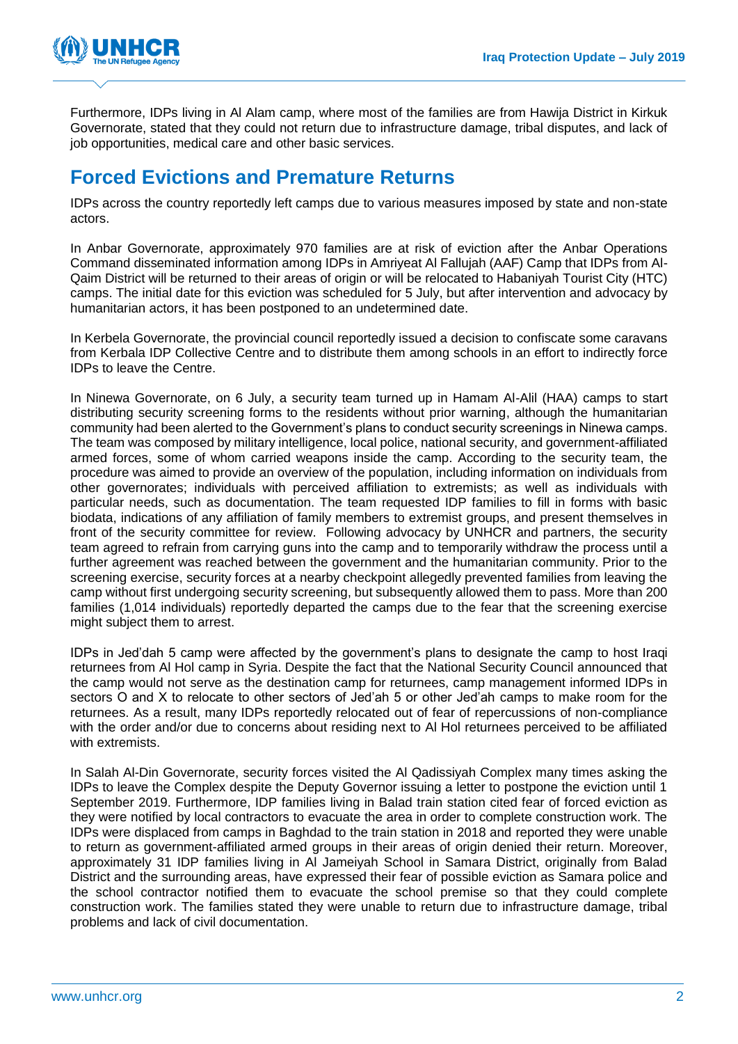Furthermore, IDPs living in Al Alam camp, where most of the families are from Hawija District in Kirkuk Governorate, stated that they could not return due to infrastructure damage, tribal disputes, and lack of job opportunities, medical care and other basic services.

## Forced Evictions and Premature Returns

IDPs across the country reportedly left camps due to various measures imposed by state and non-state actors.

In Anbar Governorate, approximately 970 families are at risk of eviction after the Anbar Operations Command disseminated information among IDPs in Amriyeat Al Fallujah (AAF) Camp that IDPs from Al-Qaim District will be returned to their areas of origin or will be relocated to Habaniyah Tourist City (HTC) camps. The initial date for this eviction was scheduled for 5 July, but after intervention and advocacy by humanitarian actors, it has been postponed to an undetermined date.

In Kerbela Governorate, the provincial council reportedly issued a decision to confiscate some caravans from Kerbala IDP Collective Centre and to distribute them among schools in an effort to indirectly force IDPs to leave the Centre.

In Ninewa Governorate, on 6 July, a security team turned up in Hamam Al-Alil (HAA) camps to start distributing security screening forms to the residents without prior warning, although the humanitarian community had been alerted to the Government's plans to conduct security screenings in Ninewa camps. The team was composed by military intelligence, local police, national security, and government-affiliated armed forces, some of whom carried weapons inside the camp. According to the security team, the procedure was aimed to provide an overview of the population, including information on individuals from other governorates; individuals with perceived affiliation to extremists; as well as individuals with particular needs, such as documentation. The team requested IDP families to fill in forms with basic biodata, indications of any affiliation of family members to extremist groups, and present themselves in front of the security committee for review. Following advocacy by UNHCR and partners, the security team agreed to refrain from carrying guns into the camp and to temporarily withdraw the process until a further agreement was reached between the government and the humanitarian community. Prior to the screening exercise, security forces at a nearby checkpoint allegedly prevented families from leaving the camp without first undergoing security screening, but subsequently allowed them to pass. More than 200 families (1,014 individuals) reportedly departed the camps due to the fear that the screening exercise might subject them to arrest.

IDPs in Jed'dah 5 camp were affected by the government's plans to designate the camp to host Iraqi returnees from Al Hol camp in Syria. Despite the fact that the National Security Council announced that the camp would not serve as the destination camp for returnees, camp management informed IDPs in sectors O and X to relocate to other sectors of Jed'ah 5 or other Jed'ah camps to make room for the returnees. As a result, many IDPs reportedly relocated out of fear of repercussions of non-compliance with the order and/or due to concerns about residing next to Al Hol returnees perceived to be affiliated with extremists.

In Salah Al-Din Governorate, security forces visited the Al Qadissiyah Complex many times asking the IDPs to leave the Complex despite the Deputy Governor issuing a letter to postpone the eviction until 1 September 2019. Furthermore, IDP families living in Balad train station cited fear of forced eviction as they were notified by local contractors to evacuate the area in order to complete construction work. The IDPs were displaced from camps in Baghdad to the train station in 2018 and reported they were unable to return as government-affiliated armed groups in their areas of origin denied their return. Moreover, approximately 31 IDP families living in Al Jameiyah School in Samara District, originally from Balad District and the surrounding areas, have expressed their fear of possible eviction as Samara police and the school contractor notified them to evacuate the school premise so that they could complete construction work. The families stated they were unable to return due to infrastructure damage, tribal problems and lack of civil documentation.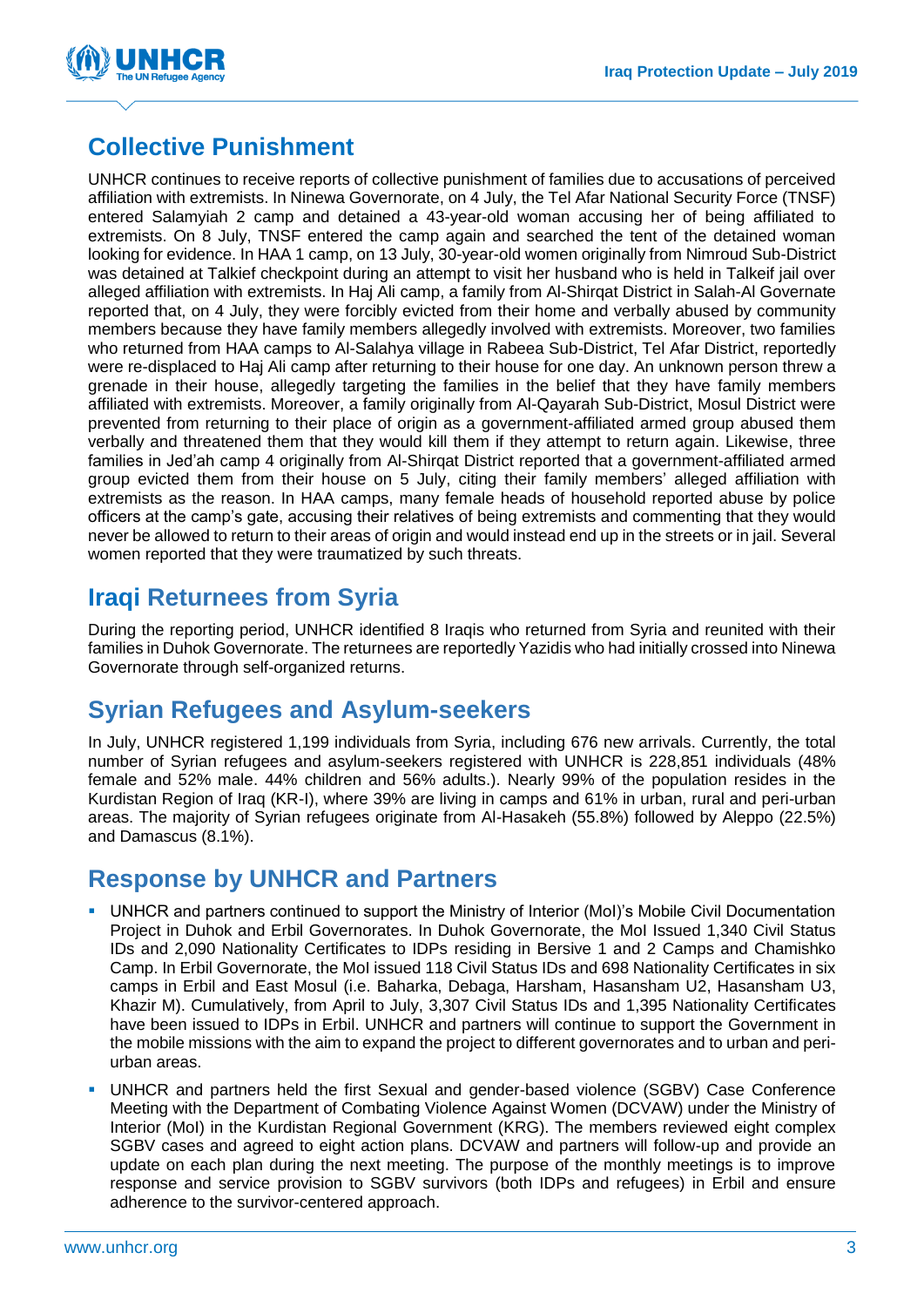## Collective Punishment

UNHCR continues to receive reports of collective punishment of families due to accusations of perceived affiliation with extremists. In Ninewa Governorate, on 4 July, the Tel Afar National Security Force (TNSF) entered Salamyiah 2 camp and detained a 43-year-old woman accusing her of being affiliated to extremists. On 8 July, TNSF entered the camp again and searched the tent of the detained woman looking for evidence. In HAA 1 camp, on 13 July, 30-year-old women originally from Nimroud Sub-District was detained at Talkief checkpoint during an attempt to visit her husband who is held in Talkeif jail over alleged affiliation with extremists. In Haj Ali camp, a family from Al-Shirqat District in Salah-Al Governate reported that, on 4 July, they were forcibly evicted from their home and verbally abused by community members because they have family members allegedly involved with extremists. Moreover, two families who returned from HAA camps to Al-Salahya village in Rabeea Sub-District, Tel Afar District, reportedly were re-displaced to Haj Ali camp after returning to their house for one day. An unknown person threw a grenade in their house, allegedly targeting the families in the belief that they have family members affiliated with extremists. Moreover, a family originally from Al-Qayarah Sub-District, Mosul District were prevented from returning to their place of origin as a government-affiliated armed group abused them verbally and threatened them that they would kill them if they attempt to return again. Likewise, three families in Jed'ah camp 4 originally from Al-Shirqat District reported that a government-affiliated armed group evicted them from their house on 5 July, citing their family members' alleged affiliation with extremists as the reason. In HAA camps, many female heads of household reported abuse by police officers at the camp's gate, accusing their relatives of being extremists and commenting that they would never be allowed to return to their areas of origin and would instead end up in the streets or in jail. Several women reported that they were traumatized by such threats.

## Iraqi Returnees from Syria

During the reporting period, UNHCR identified 8 Iraqis who returned from Syria and reunited with their families in Duhok Governorate. The returnees are reportedly Yazidis who had initially crossed into Ninewa Governorate through self-organized returns.

## Syrian Refugees and Asylum-seekers

In July, UNHCR registered 1,199 individuals from Syria, including 676 new arrivals. Currently, the total number of Syrian refugees and asylum-seekers registered with UNHCR is 228,851 individuals (48% female and 52% male. 44% children and 56% adults.). Nearly 99% of the population resides in the Kurdistan Region of Iraq (KR-I), where 39% are living in camps and 61% in urban, rural and peri-urban areas. The majority of Syrian refugees originate from Al-Hasakeh (55.8%) followed by Aleppo (22.5%) and Damascus (8.1%).

## Response by UNHCR and Partners

- UNHCR and partners continued to support the Ministry of Interior (MoI)'s Mobile Civil Documentation Project in Duhok and Erbil Governorates. In Duhok Governorate, the MoI Issued 1,340 Civil Status IDs and 2,090 Nationality Certificates to IDPs residing in Bersive 1 and 2 Camps and Chamishko Camp. In Erbil Governorate, the MoI issued 118 Civil Status IDs and 698 Nationality Certificates in six camps in Erbil and East Mosul (i.e. Baharka, Debaga, Harsham, Hasansham U2, Hasansham U3, Khazir M). Cumulatively, from April to July, 3,307 Civil Status IDs and 1,395 Nationality Certificates have been issued to IDPs in Erbil. UNHCR and partners will continue to support the Government in the mobile missions with the aim to expand the project to different governorates and to urban and peri-urban areas.
- UNHCR and partners held the first Sexual and gender-based violence (SGBV) Case Conference Meeting with the Department of Combating Violence Against Women (DCVAW) under the Ministry of Interior (MoI) in the Kurdistan Regional Government (KRG). The members reviewed eight complex SGBV cases and agreed to eight action plans. DCVAW and partners will follow-up and provide an update on each plan during the next meeting. The purpose of the monthly meetings is to improve response and service provision to SGBV survivors (both IDPs and refugees) in Erbil and ensure adherence to the survivor-centered approach.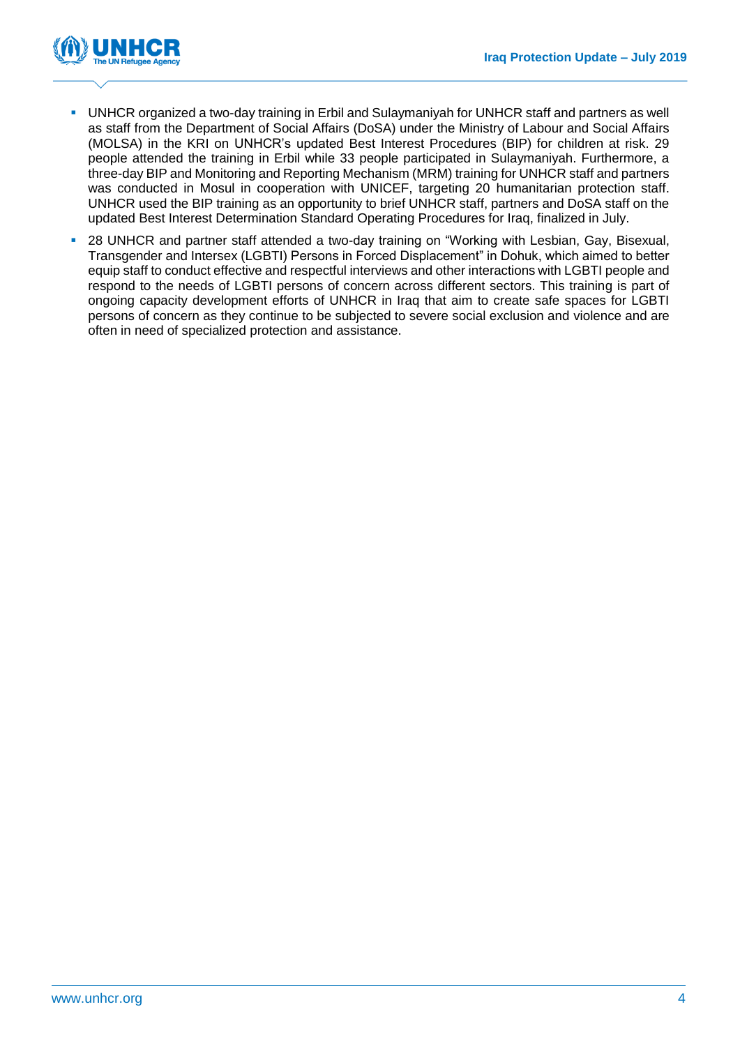- UNHCR organized a two-day training in Erbil and Sulaymaniyah for UNHCR staff and partners as well as staff from the Department of Social Affairs (DoSA) under the Ministry of Labour and Social Affairs (MOLSA) in the KRI on UNHCR's updated Best Interest Procedures (BIP) for children at risk. 29 people attended the training in Erbil while 33 people participated in Sulaymaniyah. Furthermore, a three-day BIP and Monitoring and Reporting Mechanism (MRM) training for UNHCR staff and partners was conducted in Mosul in cooperation with UNICEF, targeting 20 humanitarian protection staff. UNHCR used the BIP training as an opportunity to brief UNHCR staff, partners and DoSA staff on the updated Best Interest Determination Standard Operating Procedures for Iraq, finalized in July.
- 28 UNHCR and partner staff attended a two-day training on "Working with Lesbian, Gay, Bisexual, Transgender and Intersex (LGBTI) Persons in Forced Displacement" in Dohuk, which aimed to better equip staff to conduct effective and respectful interviews and other interactions with LGBTI people and respond to the needs of LGBTI persons of concern across different sectors. This training is part of ongoing capacity development efforts of UNHCR in Iraq that aim to create safe spaces for LGBTI persons of concern as they continue to be subjected to severe social exclusion and violence and are often in need of specialized protection and assistance.